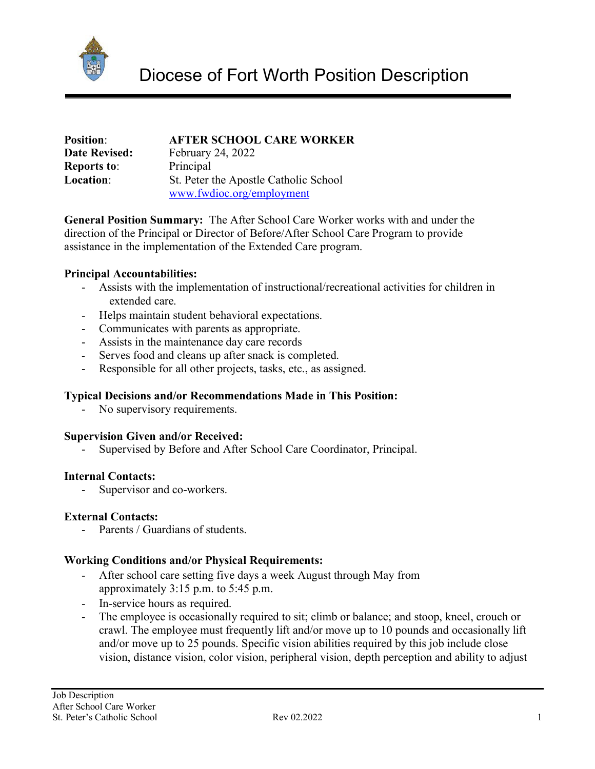# Diocese of Fort Worth Position Description

**Position**: **AFTER SCHOOL CARE WORKER**
**Date Revised:** February 24, 2022
**Reports to**: Principal
**Location**: St. Peter the Apostle Catholic School
www.fwdioc.org/employment

**General Position Summary:** The After School Care Worker works with and under the direction of the Principal or Director of Before/After School Care Program to provide assistance in the implementation of the Extended Care program.

**Principal Accountabilities:**

- Assists with the implementation of instructional/recreational activities for children in extended care.
- Helps maintain student behavioral expectations.
- Communicates with parents as appropriate.
- Assists in the maintenance day care records
- Serves food and cleans up after snack is completed.
- Responsible for all other projects, tasks, etc., as assigned.

**Typical Decisions and/or Recommendations Made in This Position:**

- No supervisory requirements.

**Supervision Given and/or Received:**

- Supervised by Before and After School Care Coordinator, Principal.

**Internal Contacts:**

- Supervisor and co-workers.

**External Contacts:**

- Parents / Guardians of students.

**Working Conditions and/or Physical Requirements:**

- After school care setting five days a week August through May from approximately 3:15 p.m. to 5:45 p.m.
- In-service hours as required.
- The employee is occasionally required to sit; climb or balance; and stoop, kneel, crouch or crawl. The employee must frequently lift and/or move up to 10 pounds and occasionally lift and/or move up to 25 pounds. Specific vision abilities required by this job include close vision, distance vision, color vision, peripheral vision, depth perception and ability to adjust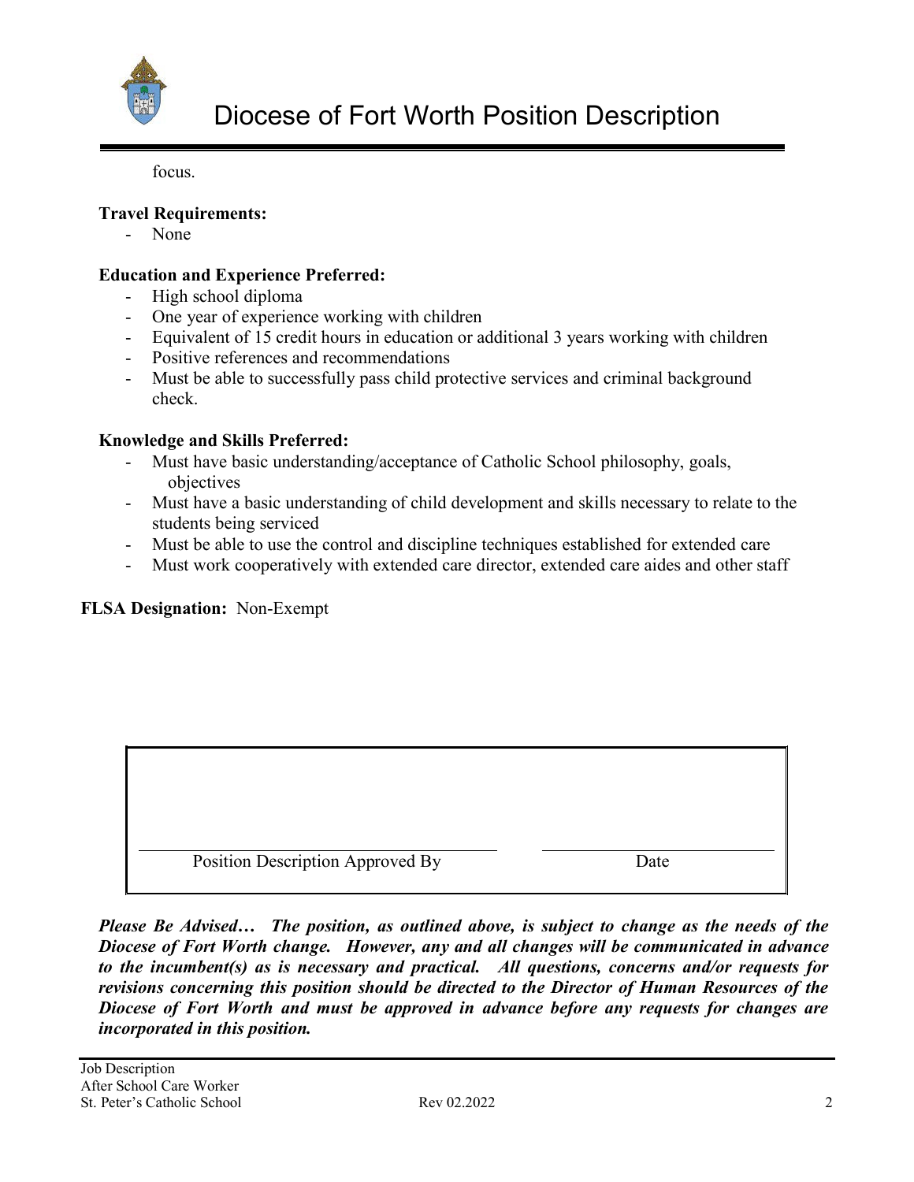focus.

**Travel Requirements:**

- None

**Education and Experience Preferred:**

- High school diploma
- One year of experience working with children
- Equivalent of 15 credit hours in education or additional 3 years working with children
- Positive references and recommendations
- Must be able to successfully pass child protective services and criminal background check.

**Knowledge and Skills Preferred:**

- Must have basic understanding/acceptance of Catholic School philosophy, goals, objectives
- Must have a basic understanding of child development and skills necessary to relate to the students being serviced
- Must be able to use the control and discipline techniques established for extended care
- Must work cooperatively with extended care director, extended care aides and other staff

**FLSA Designation:** Non-Exempt

| | |
|---|---|
| Position Description Approved By | Date |

***Please Be Advised… The position, as outlined above, is subject to change as the needs of the Diocese of Fort Worth change. However, any and all changes will be communicated in advance to the incumbent(s) as is necessary and practical. All questions, concerns and/or requests for revisions concerning this position should be directed to the Director of Human Resources of the Diocese of Fort Worth and must be approved in advance before any requests for changes are incorporated in this position.***